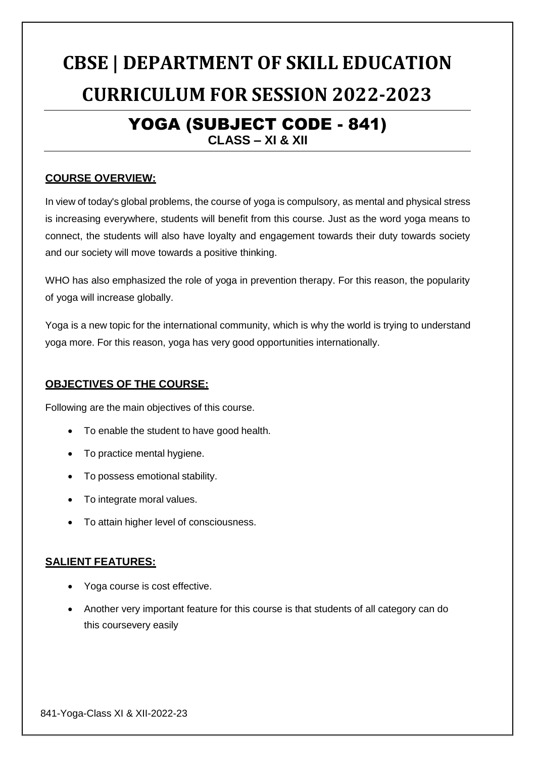# CBSE | DEPARTMENT OF SKILL EDUCATION

# CURRICULUM FOR SESSION 2022-2023

## YOGA (SUBJECT CODE - 841)

**CLASS – XI & XII**

### COURSE OVERVIEW:

In view of today's global problems, the course of yoga is compulsory, as mental and physical stress is increasing everywhere, students will benefit from this course. Just as the word yoga means to connect, the students will also have loyalty and engagement towards their duty towards society and our society will move towards a positive thinking.

WHO has also emphasized the role of yoga in prevention therapy. For this reason, the popularity of yoga will increase globally.

Yoga is a new topic for the international community, which is why the world is trying to understand yoga more. For this reason, yoga has very good opportunities internationally.

### OBJECTIVES OF THE COURSE:

Following are the main objectives of this course.

- To enable the student to have good health.
- To practice mental hygiene.
- To possess emotional stability.
- To integrate moral values.
- To attain higher level of consciousness.

### SALIENT FEATURES:

- Yoga course is cost effective.
- Another very important feature for this course is that students of all category can do this coursevery easily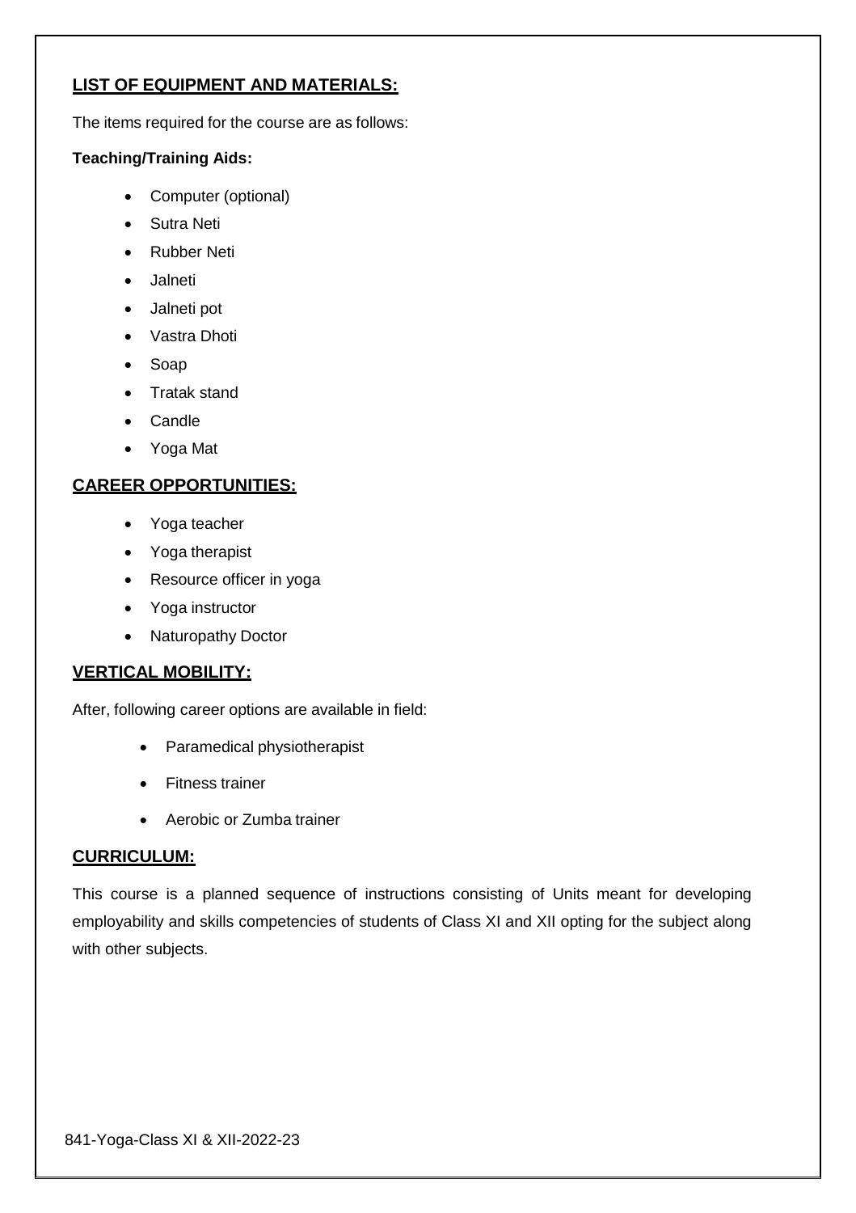## LIST OF EQUIPMENT AND MATERIALS:

The items required for the course are as follows:

**Teaching/Training Aids:**

- Computer (optional)
- Sutra Neti
- Rubber Neti
- Jalneti
- Jalneti pot
- Vastra Dhoti
- Soap
- Tratak stand
- Candle
- Yoga Mat

## CAREER OPPORTUNITIES:

- Yoga teacher
- Yoga therapist
- Resource officer in yoga
- Yoga instructor
- Naturopathy Doctor

## VERTICAL MOBILITY:

After, following career options are available in field:

- Paramedical physiotherapist
- Fitness trainer
- Aerobic or Zumba trainer

## CURRICULUM:

This course is a planned sequence of instructions consisting of Units meant for developing employability and skills competencies of students of Class XI and XII opting for the subject along with other subjects.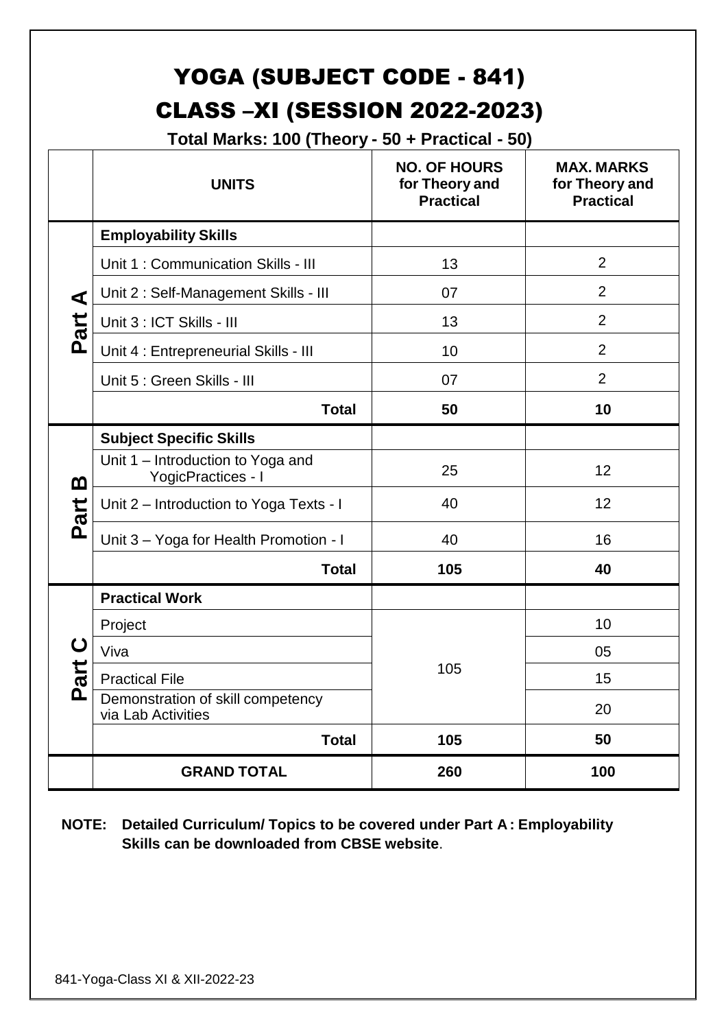# YOGA (SUBJECT CODE - 841)

# CLASS –XI (SESSION 2022-2023)

**Total Marks: 100 (Theory - 50 + Practical - 50)**

| | UNITS | NO. OF HOURS for Theory and Practical | MAX. MARKS for Theory and Practical |
|---|---|---|---|
| **Part A** | **Employability Skills** | | |
| | Unit 1 : Communication Skills - III | 13 | 2 |
| | Unit 2 : Self-Management Skills - III | 07 | 2 |
| | Unit 3 : ICT Skills - III | 13 | 2 |
| | Unit 4 : Entrepreneurial Skills - III | 10 | 2 |
| | Unit 5 : Green Skills - III | 07 | 2 |
| | **Total** | **50** | **10** |
| **Part B** | **Subject Specific Skills** | | |
| | Unit 1 – Introduction to Yoga and YogicPractices - I | 25 | 12 |
| | Unit 2 – Introduction to Yoga Texts - I | 40 | 12 |
| | Unit 3 – Yoga for Health Promotion - I | 40 | 16 |
| | **Total** | **105** | **40** |
| **Part C** | **Practical Work** | | |
| | Project | 105 | 10 |
| | Viva | | 05 |
| | Practical File | | 15 |
| | Demonstration of skill competency via Lab Activities | | 20 |
| | **Total** | **105** | **50** |
| | **GRAND TOTAL** | **260** | **100** |

**NOTE: Detailed Curriculum/ Topics to be covered under Part A : Employability Skills can be downloaded from CBSE website**.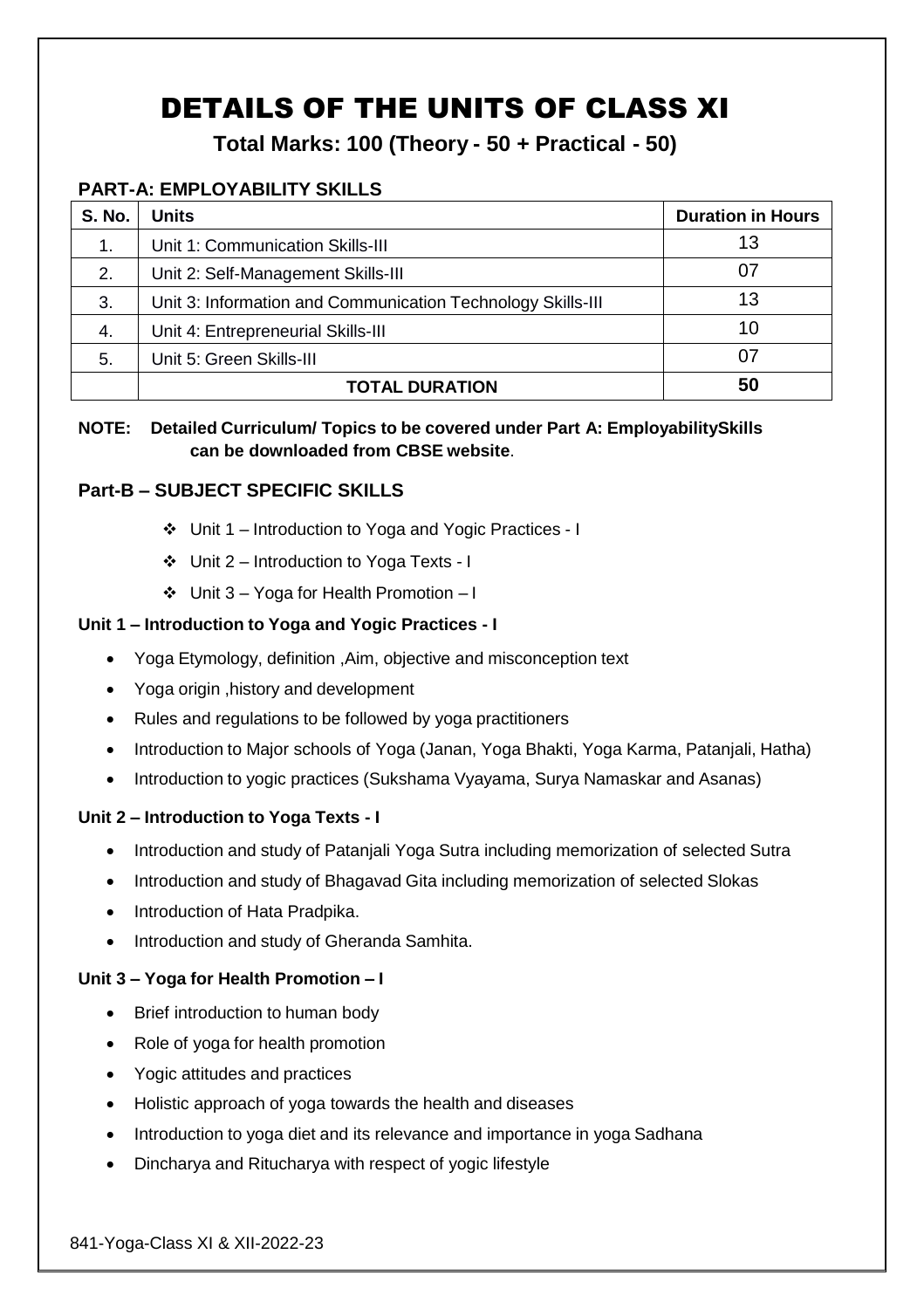# DETAILS OF THE UNITS OF CLASS XI

**Total Marks: 100 (Theory - 50 + Practical - 50)**

### PART-A: EMPLOYABILITY SKILLS

| S. No. | Units | Duration in Hours |
|---|---|---|
| 1. | Unit 1: Communication Skills-III | 13 |
| 2. | Unit 2: Self-Management Skills-III | 07 |
| 3. | Unit 3: Information and Communication Technology Skills-III | 13 |
| 4. | Unit 4: Entrepreneurial Skills-III | 10 |
| 5. | Unit 5: Green Skills-III | 07 |
| | **TOTAL DURATION** | **50** |

**NOTE: Detailed Curriculum/ Topics to be covered under Part A: EmployabilitySkills can be downloaded from CBSE website**.

### Part-B – SUBJECT SPECIFIC SKILLS

- Unit 1 – Introduction to Yoga and Yogic Practices - I
- Unit 2 – Introduction to Yoga Texts - I
- Unit 3 – Yoga for Health Promotion – I

**Unit 1 – Introduction to Yoga and Yogic Practices - I**

- Yoga Etymology, definition ,Aim, objective and misconception text
- Yoga origin ,history and development
- Rules and regulations to be followed by yoga practitioners
- Introduction to Major schools of Yoga (Janan, Yoga Bhakti, Yoga Karma, Patanjali, Hatha)
- Introduction to yogic practices (Sukshama Vyayama, Surya Namaskar and Asanas)

**Unit 2 – Introduction to Yoga Texts - I**

- Introduction and study of Patanjali Yoga Sutra including memorization of selected Sutra
- Introduction and study of Bhagavad Gita including memorization of selected Slokas
- Introduction of Hata Pradpika.
- Introduction and study of Gheranda Samhita.

**Unit 3 – Yoga for Health Promotion – I**

- Brief introduction to human body
- Role of yoga for health promotion
- Yogic attitudes and practices
- Holistic approach of yoga towards the health and diseases
- Introduction to yoga diet and its relevance and importance in yoga Sadhana
- Dincharya and Ritucharya with respect of yogic lifestyle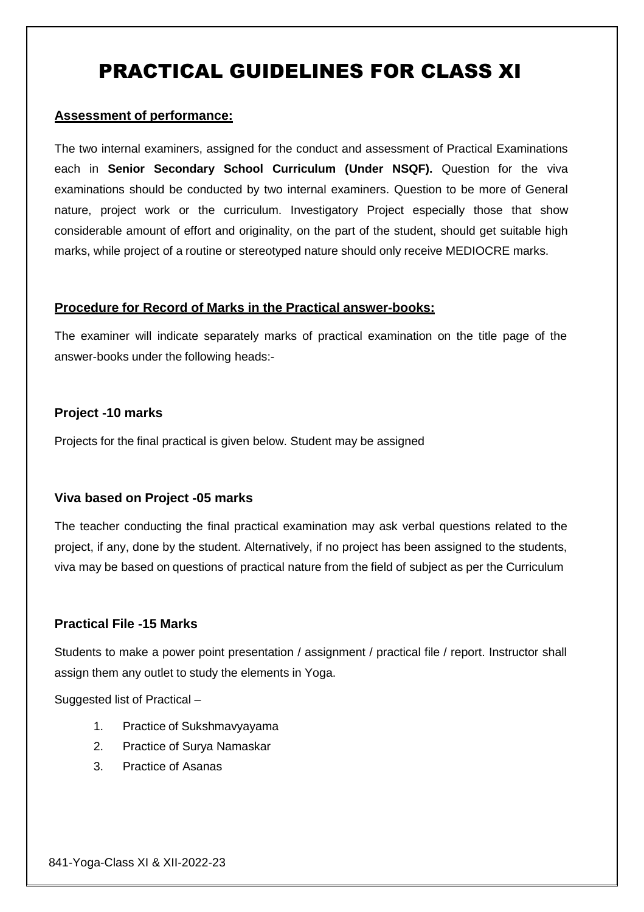# PRACTICAL GUIDELINES FOR CLASS XI

**Assessment of performance:**

The two internal examiners, assigned for the conduct and assessment of Practical Examinations each in **Senior Secondary School Curriculum (Under NSQF).** Question for the viva examinations should be conducted by two internal examiners. Question to be more of General nature, project work or the curriculum. Investigatory Project especially those that show considerable amount of effort and originality, on the part of the student, should get suitable high marks, while project of a routine or stereotyped nature should only receive MEDIOCRE marks.

**Procedure for Record of Marks in the Practical answer-books:**

The examiner will indicate separately marks of practical examination on the title page of the answer-books under the following heads:-

**Project -10 marks**

Projects for the final practical is given below. Student may be assigned

**Viva based on Project -05 marks**

The teacher conducting the final practical examination may ask verbal questions related to the project, if any, done by the student. Alternatively, if no project has been assigned to the students, viva may be based on questions of practical nature from the field of subject as per the Curriculum

**Practical File -15 Marks**

Students to make a power point presentation / assignment / practical file / report. Instructor shall assign them any outlet to study the elements in Yoga.

Suggested list of Practical –

1. Practice of Sukshmavyayama
2. Practice of Surya Namaskar
3. Practice of Asanas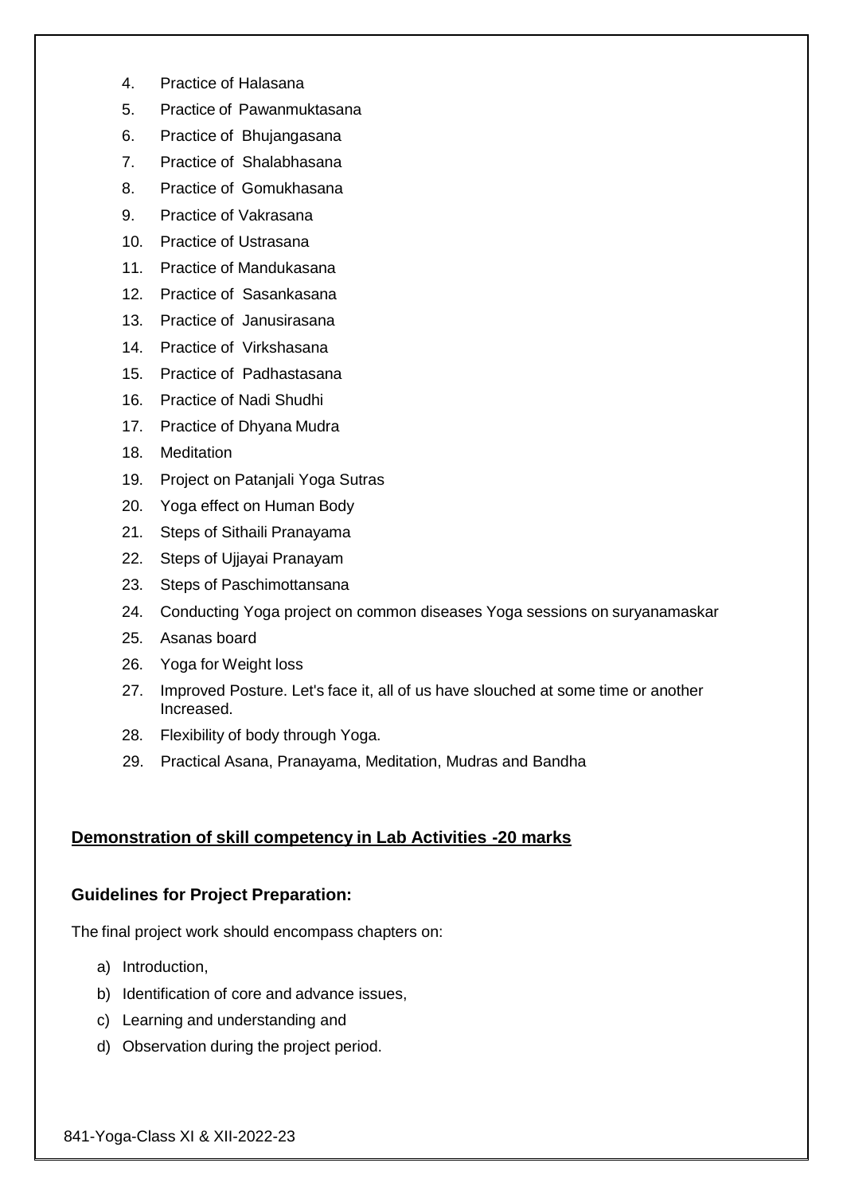4. Practice of Halasana
5. Practice of Pawanmuktasana
6. Practice of Bhujangasana
7. Practice of Shalabhasana
8. Practice of Gomukhasana
9. Practice of Vakrasana
10. Practice of Ustrasana
11. Practice of Mandukasana
12. Practice of Sasankasana
13. Practice of Janusirasana
14. Practice of Virkshasana
15. Practice of Padhastasana
16. Practice of Nadi Shudhi
17. Practice of Dhyana Mudra
18. Meditation
19. Project on Patanjali Yoga Sutras
20. Yoga effect on Human Body
21. Steps of Sithaili Pranayama
22. Steps of Ujjayai Pranayam
23. Steps of Paschimottansana
24. Conducting Yoga project on common diseases Yoga sessions on suryanamaskar
25. Asanas board
26. Yoga for Weight loss
27. Improved Posture. Let's face it, all of us have slouched at some time or another Increased.
28. Flexibility of body through Yoga.
29. Practical Asana, Pranayama, Meditation, Mudras and Bandha

**Demonstration of skill competency in Lab Activities -20 marks**

**Guidelines for Project Preparation:**

The final project work should encompass chapters on:

a) Introduction,
b) Identification of core and advance issues,
c) Learning and understanding and
d) Observation during the project period.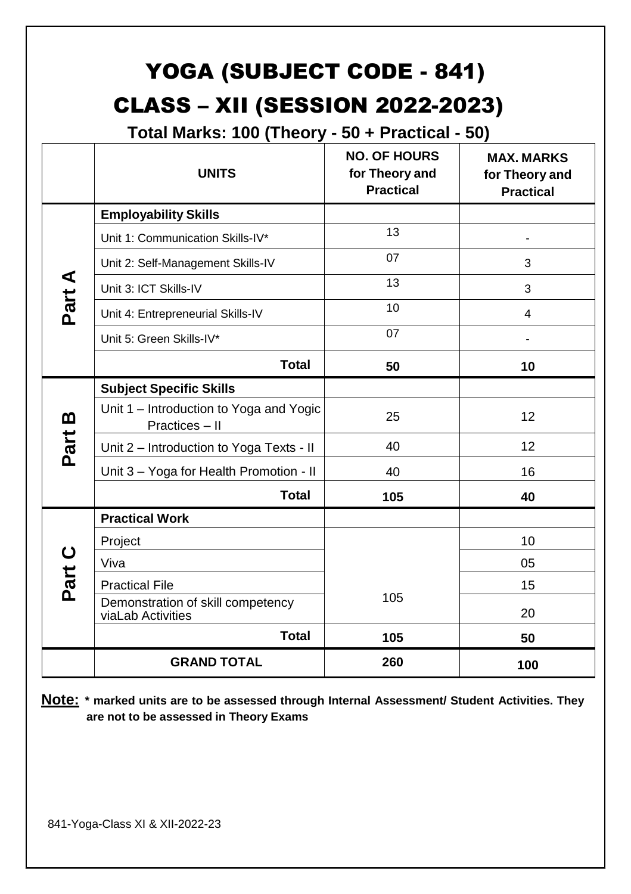# YOGA (SUBJECT CODE - 841)

# CLASS – XII (SESSION 2022-2023)

**Total Marks: 100 (Theory - 50 + Practical - 50)**

| | UNITS | NO. OF HOURS for Theory and Practical | MAX. MARKS for Theory and Practical |
|---|---|---|---|
| Part A | **Employability Skills** | | |
| | Unit 1: Communication Skills-IV* | 13 | - |
| | Unit 2: Self-Management Skills-IV | 07 | 3 |
| | Unit 3: ICT Skills-IV | 13 | 3 |
| | Unit 4: Entrepreneurial Skills-IV | 10 | 4 |
| | Unit 5: Green Skills-IV* | 07 | - |
| | **Total** | **50** | **10** |
| Part B | **Subject Specific Skills** | | |
| | Unit 1 – Introduction to Yoga and Yogic Practices – II | 25 | 12 |
| | Unit 2 – Introduction to Yoga Texts - II | 40 | 12 |
| | Unit 3 – Yoga for Health Promotion - II | 40 | 16 |
| | **Total** | **105** | **40** |
| Part C | **Practical Work** | | |
| | Project | 105 | 10 |
| | Viva | | 05 |
| | Practical File | | 15 |
| | Demonstration of skill competency viaLab Activities | | 20 |
| | **Total** | **105** | **50** |
| | **GRAND TOTAL** | **260** | **100** |

**Note:** **\* marked units are to be assessed through Internal Assessment/ Student Activities. They are not to be assessed in Theory Exams**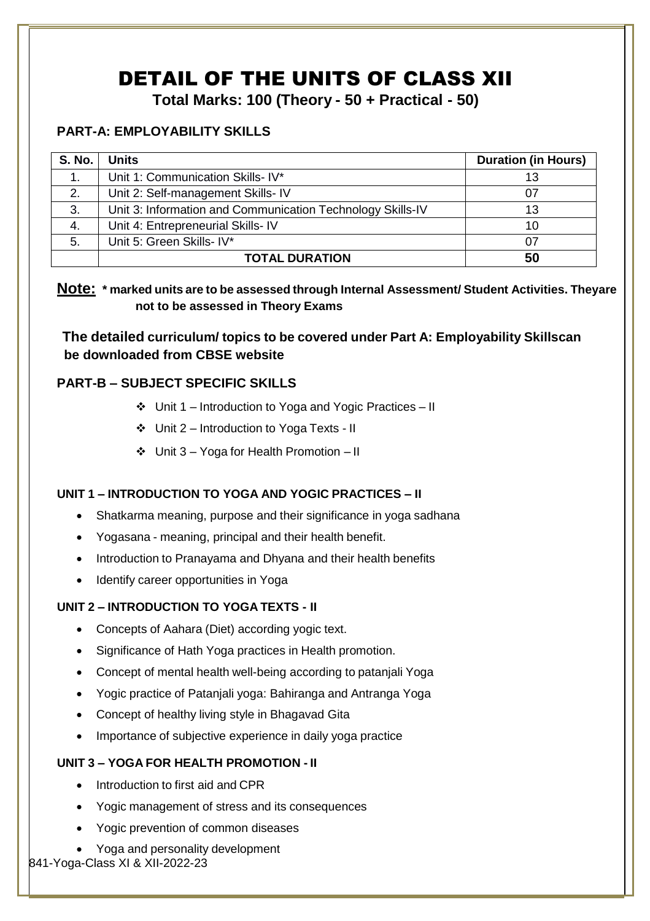# DETAIL OF THE UNITS OF CLASS XII

**Total Marks: 100 (Theory - 50 + Practical - 50)**

### PART-A: EMPLOYABILITY SKILLS

| S. No. | Units | Duration (in Hours) |
|---|---|---|
| 1. | Unit 1: Communication Skills- IV* | 13 |
| 2. | Unit 2: Self-management Skills- IV | 07 |
| 3. | Unit 3: Information and Communication Technology Skills-IV | 13 |
| 4. | Unit 4: Entrepreneurial Skills- IV | 10 |
| 5. | Unit 5: Green Skills- IV* | 07 |
| | **TOTAL DURATION** | **50** |

**Note: * marked units are to be assessed through Internal Assessment/ Student Activities. Theyare not to be assessed in Theory Exams**

**The detailed curriculum/ topics to be covered under Part A: Employability Skillscan be downloaded from CBSE website**

### PART-B – SUBJECT SPECIFIC SKILLS

- Unit 1 – Introduction to Yoga and Yogic Practices – II
- Unit 2 – Introduction to Yoga Texts - II
- Unit 3 – Yoga for Health Promotion – II

#### UNIT 1 – INTRODUCTION TO YOGA AND YOGIC PRACTICES – II

- Shatkarma meaning, purpose and their significance in yoga sadhana
- Yogasana - meaning, principal and their health benefit.
- Introduction to Pranayama and Dhyana and their health benefits
- Identify career opportunities in Yoga

#### UNIT 2 – INTRODUCTION TO YOGA TEXTS - II

- Concepts of Aahara (Diet) according yogic text.
- Significance of Hath Yoga practices in Health promotion.
- Concept of mental health well-being according to patanjali Yoga
- Yogic practice of Patanjali yoga: Bahiranga and Antranga Yoga
- Concept of healthy living style in Bhagavad Gita
- Importance of subjective experience in daily yoga practice

#### UNIT 3 – YOGA FOR HEALTH PROMOTION - II

- Introduction to first aid and CPR
- Yogic management of stress and its consequences
- Yogic prevention of common diseases
- Yoga and personality development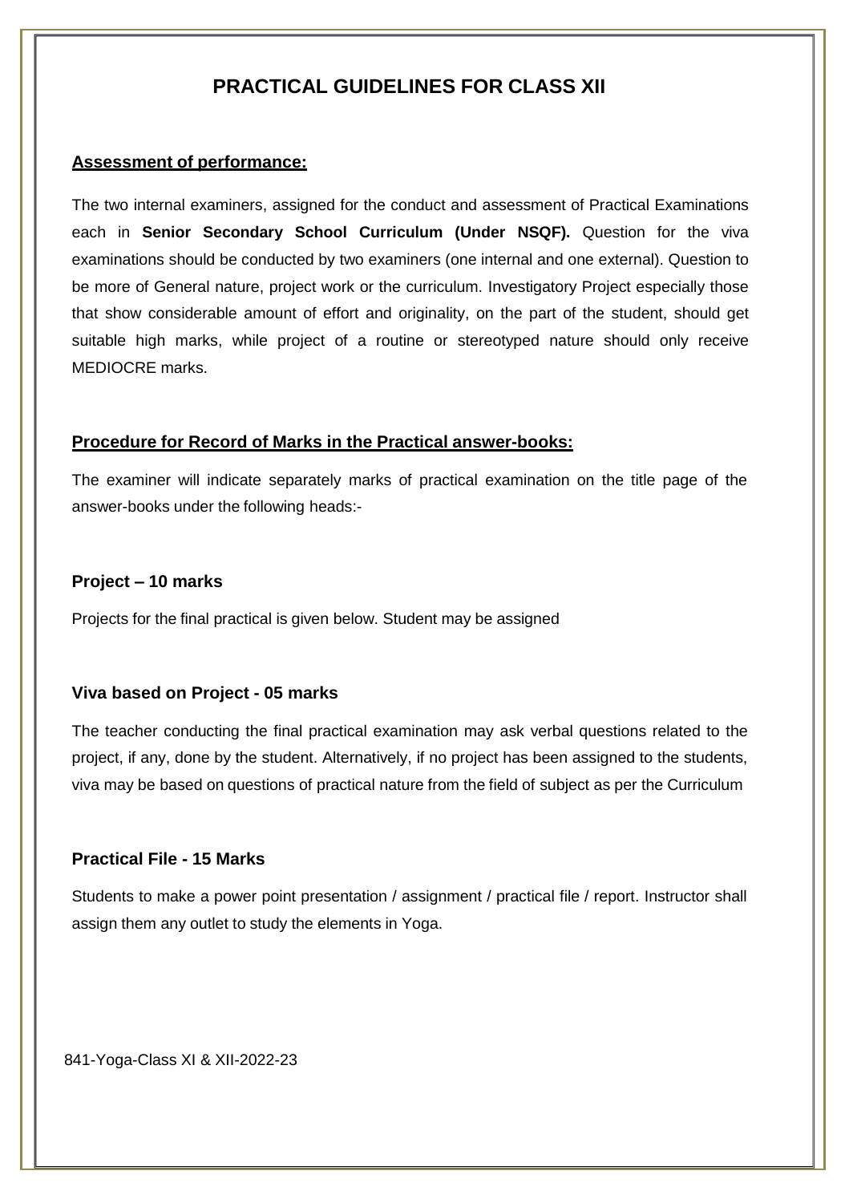# PRACTICAL GUIDELINES FOR CLASS XII

**Assessment of performance:**

The two internal examiners, assigned for the conduct and assessment of Practical Examinations each in **Senior Secondary School Curriculum (Under NSQF).** Question for the viva examinations should be conducted by two examiners (one internal and one external). Question to be more of General nature, project work or the curriculum. Investigatory Project especially those that show considerable amount of effort and originality, on the part of the student, should get suitable high marks, while project of a routine or stereotyped nature should only receive MEDIOCRE marks.

**Procedure for Record of Marks in the Practical answer-books:**

The examiner will indicate separately marks of practical examination on the title page of the answer-books under the following heads:-

**Project – 10 marks**

Projects for the final practical is given below. Student may be assigned

**Viva based on Project - 05 marks**

The teacher conducting the final practical examination may ask verbal questions related to the project, if any, done by the student. Alternatively, if no project has been assigned to the students, viva may be based on questions of practical nature from the field of subject as per the Curriculum

**Practical File - 15 Marks**

Students to make a power point presentation / assignment / practical file / report. Instructor shall assign them any outlet to study the elements in Yoga.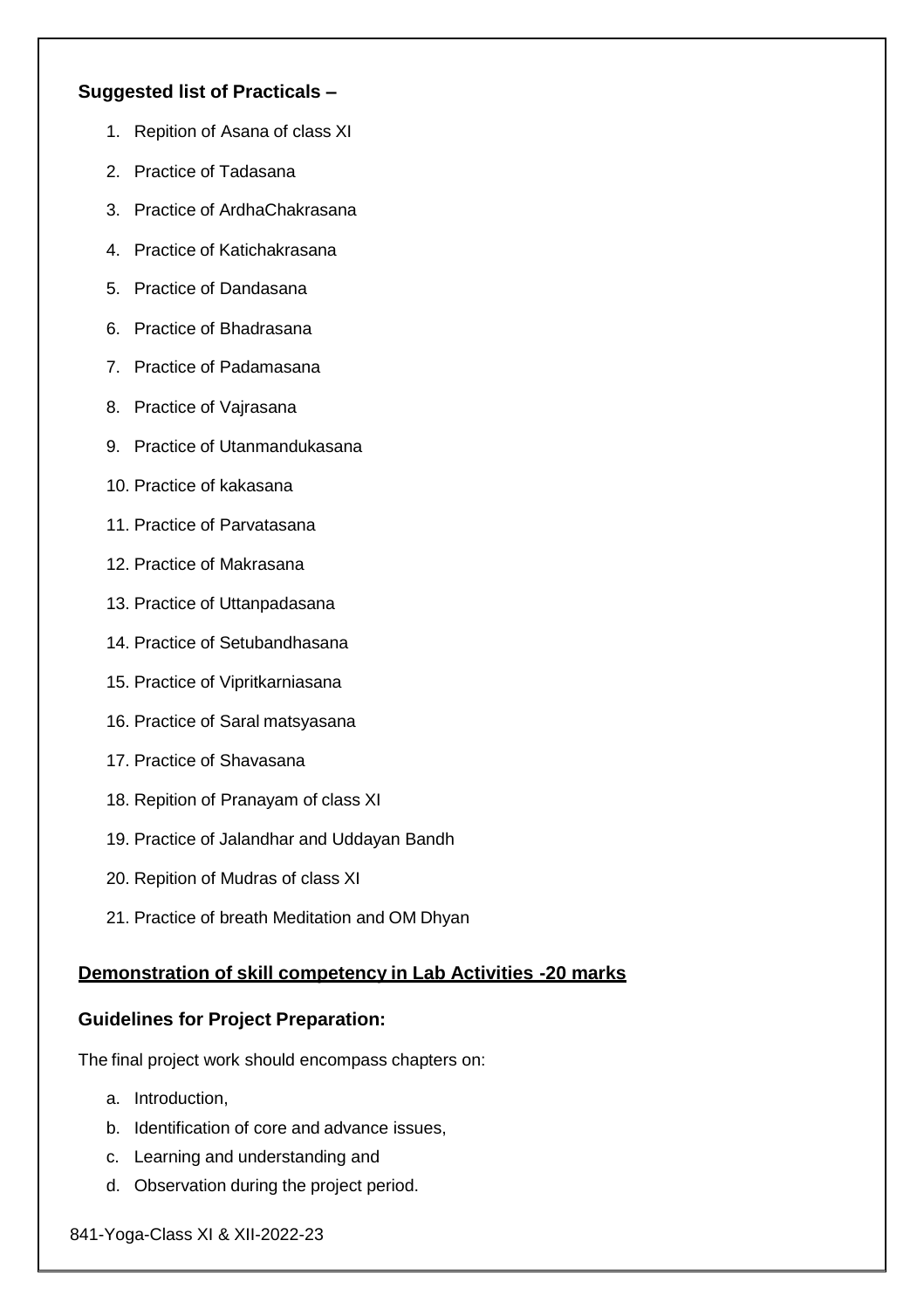**Suggested list of Practicals –**

1. Repition of Asana of class XI
2. Practice of Tadasana
3. Practice of ArdhaChakrasana
4. Practice of Katichakrasana
5. Practice of Dandasana
6. Practice of Bhadrasana
7. Practice of Padamasana
8. Practice of Vajrasana
9. Practice of Utanmandukasana
10. Practice of kakasana
11. Practice of Parvatasana
12. Practice of Makrasana
13. Practice of Uttanpadasana
14. Practice of Setubandhasana
15. Practice of Vipritkarniasana
16. Practice of Saral matsyasana
17. Practice of Shavasana
18. Repition of Pranayam of class XI
19. Practice of Jalandhar and Uddayan Bandh
20. Repition of Mudras of class XI
21. Practice of breath Meditation and OM Dhyan

**Demonstration of skill competency in Lab Activities -20 marks**

**Guidelines for Project Preparation:**

The final project work should encompass chapters on:

a. Introduction,
b. Identification of core and advance issues,
c. Learning and understanding and
d. Observation during the project period.